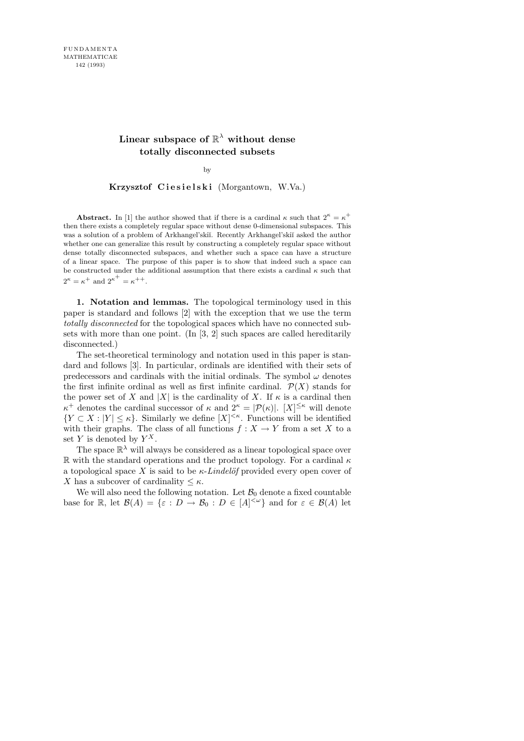# Linear subspace of $\mathbb{R}^\lambda$ without dense totally disconnected subsets

by

**Krzysztof Ciesielski** (Morgantown, W.Va.)

**Abstract.** In [1] the author showed that if there is a cardinal $\kappa$ such that $2^\kappa = \kappa^+$ then there exists a completely regular space without dense 0-dimensional subspaces. This was a solution of a problem of Arkhangel'skiĭ. Recently Arkhangel'skiĭ asked the author whether one can generalize this result by constructing a completely regular space without dense totally disconnected subspaces, and whether such a space can have a structure of a linear space. The purpose of this paper is to show that indeed such a space can be constructed under the additional assumption that there exists a cardinal $\kappa$ such that $2^\kappa = \kappa^+$ and $2^{\kappa^+} = \kappa^{++}$.

**1. Notation and lemmas.** The topological terminology used in this paper is standard and follows [2] with the exception that we use the term *totally disconnected* for the topological spaces which have no connected subsets with more than one point. (In [3, 2] such spaces are called hereditarily disconnected.)

The set-theoretical terminology and notation used in this paper is standard and follows [3]. In particular, ordinals are identified with their sets of predecessors and cardinals with the initial ordinals. The symbol $\omega$ denotes the first infinite ordinal as well as first infinite cardinal. $\mathcal{P}(X)$ stands for the power set of $X$ and $|X|$ is the cardinality of $X$. If $\kappa$ is a cardinal then $\kappa^+$ denotes the cardinal successor of $\kappa$ and $2^\kappa = |\mathcal{P}(\kappa)|$. $[X]^{\le\kappa}$ will denote $\{Y \subset X : |Y| \le \kappa\}$. Similarly we define $[X]^{<\kappa}$. Functions will be identified with their graphs. The class of all functions $f : X \to Y$ from a set $X$ to a set $Y$ is denoted by $Y^X$.

The space $\mathbb{R}^\lambda$ will always be considered as a linear topological space over $\mathbb{R}$ with the standard operations and the product topology. For a cardinal $\kappa$ a topological space $X$ is said to be *$\kappa$-Lindelöf* provided every open cover of $X$ has a subcover of cardinality $\le \kappa$.

We will also need the following notation. Let $\mathcal{B}_0$ denote a fixed countable base for $\mathbb{R}$, let $\mathcal{B}(A) = \{\varepsilon : D \to \mathcal{B}_0 : D \in [A]^{<\omega}\}$ and for $\varepsilon \in \mathcal{B}(A)$ let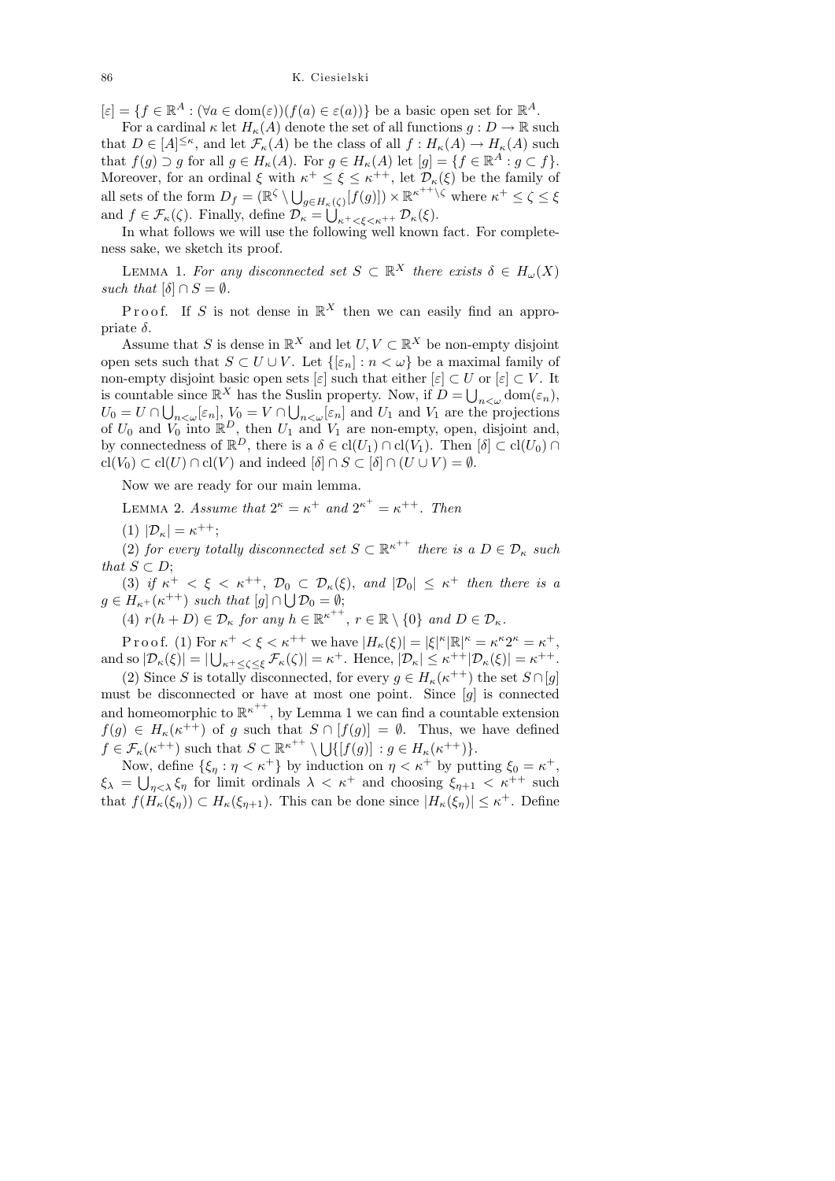$[\varepsilon] = \{f \in \mathbb{R}^A : (\forall a \in \mathrm{dom}(\varepsilon))(f(a) \in \varepsilon(a))\}$ be a basic open set for $\mathbb{R}^A$.

For a cardinal $\kappa$ let $H_\kappa(A)$ denote the set of all functions $g : D \to \mathbb{R}$ such that $D \in [A]^{\le\kappa}$, and let $\mathcal{F}_\kappa(A)$ be the class of all $f : H_\kappa(A) \to H_\kappa(A)$ such that $f(g) \supset g$ for all $g \in H_\kappa(A)$. For $g \in H_\kappa(A)$ let $[g] = \{f \in \mathbb{R}^A : g \subset f\}$. Moreover, for an ordinal $\xi$ with $\kappa^+ \le \xi \le \kappa^{++}$, let $\mathcal{D}_\kappa(\xi)$ be the family of all sets of the form $D_f = (\mathbb{R}^\zeta \setminus \bigcup_{g\in H_\kappa(\zeta)}[f(g)]) \times \mathbb{R}^{\kappa^{++}\setminus\zeta}$ where $\kappa^+ \le \zeta \le \xi$ and $f \in \mathcal{F}_\kappa(\zeta)$. Finally, define $\mathcal{D}_\kappa = \bigcup_{\kappa^+<\xi<\kappa^{++}} \mathcal{D}_\kappa(\xi)$.

In what follows we will use the following well known fact. For completeness sake, we sketch its proof.

LEMMA 1. *For any disconnected set $S \subset \mathbb{R}^X$ there exists $\delta \in H_\omega(X)$ such that $[\delta] \cap S = \emptyset$.*

Proof. If $S$ is not dense in $\mathbb{R}^X$ then we can easily find an appropriate $\delta$.

Assume that $S$ is dense in $\mathbb{R}^X$ and let $U, V \subset \mathbb{R}^X$ be non-empty disjoint open sets such that $S \subset U \cup V$. Let $\{[\varepsilon_n] : n < \omega\}$ be a maximal family of non-empty disjoint basic open sets $[\varepsilon]$ such that either $[\varepsilon] \subset U$ or $[\varepsilon] \subset V$. It is countable since $\mathbb{R}^X$ has the Suslin property. Now, if $D = \bigcup_{n<\omega} \mathrm{dom}(\varepsilon_n)$, $U_0 = U \cap \bigcup_{n<\omega}[\varepsilon_n]$, $V_0 = V \cap \bigcup_{n<\omega}[\varepsilon_n]$ and $U_1$ and $V_1$ are the projections of $U_0$ and $V_0$ into $\mathbb{R}^D$, then $U_1$ and $V_1$ are non-empty, open, disjoint and, by connectedness of $\mathbb{R}^D$, there is a $\delta \in \mathrm{cl}(U_1) \cap \mathrm{cl}(V_1)$. Then $[\delta] \subset \mathrm{cl}(U_0) \cap \mathrm{cl}(V_0) \subset \mathrm{cl}(U) \cap \mathrm{cl}(V)$ and indeed $[\delta] \cap S \subset [\delta] \cap (U \cup V) = \emptyset$.

Now we are ready for our main lemma.

LEMMA 2. *Assume that $2^\kappa = \kappa^+$ and $2^{\kappa^+} = \kappa^{++}$. Then*

(1) $|\mathcal{D}_\kappa| = \kappa^{++}$;

(2) *for every totally disconnected set $S \subset \mathbb{R}^{\kappa^{++}}$ there is a $D \in \mathcal{D}_\kappa$ such that $S \subset D$;*

(3) *if $\kappa^+ < \xi < \kappa^{++}$, $\mathcal{D}_0 \subset \mathcal{D}_\kappa(\xi)$, and $|\mathcal{D}_0| \le \kappa^+$ then there is a $g \in H_{\kappa^+}(\kappa^{++})$ such that $[g] \cap \bigcup \mathcal{D}_0 = \emptyset$;*

(4) *$r(h + D) \in \mathcal{D}_\kappa$ for any $h \in \mathbb{R}^{\kappa^{++}}$, $r \in \mathbb{R} \setminus \{0\}$ and $D \in \mathcal{D}_\kappa$.*

Proof. (1) For $\kappa^+ < \xi < \kappa^{++}$ we have $|H_\kappa(\xi)| = |\xi|^\kappa|\mathbb{R}|^\kappa = \kappa^\kappa 2^\kappa = \kappa^+$, and so $|\mathcal{D}_\kappa(\xi)| = |\bigcup_{\kappa^+\le\zeta\le\xi} \mathcal{F}_\kappa(\zeta)| = \kappa^+$. Hence, $|\mathcal{D}_\kappa| \le \kappa^{++}|\mathcal{D}_\kappa(\xi)| = \kappa^{++}$.

(2) Since $S$ is totally disconnected, for every $g \in H_\kappa(\kappa^{++})$ the set $S \cap [g]$ must be disconnected or have at most one point. Since $[g]$ is connected and homeomorphic to $\mathbb{R}^{\kappa^{++}}$, by Lemma 1 we can find a countable extension $f(g) \in H_\kappa(\kappa^{++})$ of $g$ such that $S \cap [f(g)] = \emptyset$. Thus, we have defined $f \in \mathcal{F}_\kappa(\kappa^{++})$ such that $S \subset \mathbb{R}^{\kappa^{++}} \setminus \bigcup\{[f(g)] : g \in H_\kappa(\kappa^{++})\}$.

Now, define $\{\xi_\eta : \eta < \kappa^+\}$ by induction on $\eta < \kappa^+$ by putting $\xi_0 = \kappa^+$, $\xi_\lambda = \bigcup_{\eta<\lambda} \xi_\eta$ for limit ordinals $\lambda < \kappa^+$ and choosing $\xi_{\eta+1} < \kappa^{++}$ such that $f(H_\kappa(\xi_\eta)) \subset H_\kappa(\xi_{\eta+1})$. This can be done since $|H_\kappa(\xi_\eta)| \le \kappa^+$. Define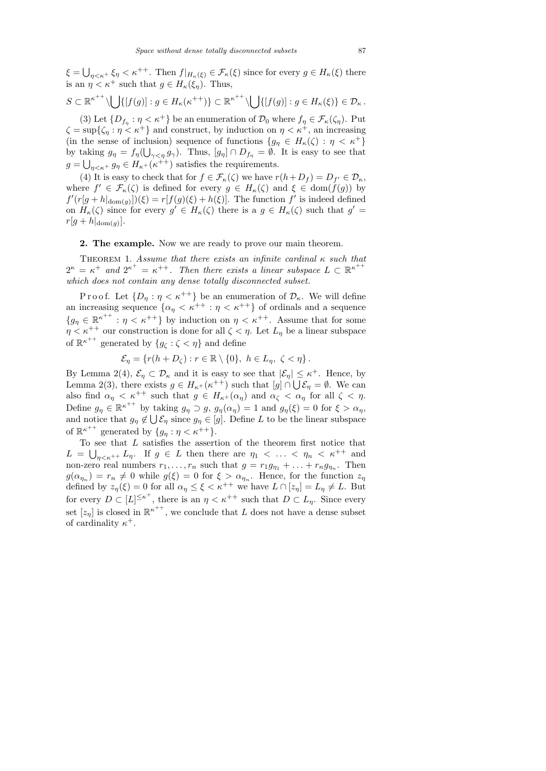$\xi = \bigcup_{\eta<\kappa^+} \xi_\eta < \kappa^{++}$. Then $f|_{H_\kappa(\xi)} \in \mathcal{F}_\kappa(\xi)$ since for every $g \in H_\kappa(\xi)$ there is an $\eta < \kappa^+$ such that $g \in H_\kappa(\xi_\eta)$. Thus,

$$S \subset \mathbb{R}^{\kappa^{++}} \setminus \bigcup\{[f(g)] : g \in H_\kappa(\kappa^{++})\} \subset \mathbb{R}^{\kappa^{++}} \setminus \bigcup\{[f(g)] : g \in H_\kappa(\xi)\} \in \mathcal{D}_\kappa\,.$$

(3) Let $\{D_{f_\eta} : \eta < \kappa^+\}$ be an enumeration of $\mathcal{D}_0$ where $f_\eta \in \mathcal{F}_\kappa(\zeta_\eta)$. Put $\zeta = \sup\{\zeta_\eta : \eta < \kappa^+\}$ and construct, by induction on $\eta < \kappa^+$, an increasing (in the sense of inclusion) sequence of functions $\{g_\eta \in H_\kappa(\zeta) : \eta < \kappa^+\}$ by taking $g_\eta = f_\eta(\bigcup_{\gamma<\eta} g_\gamma)$. Thus, $[g_\eta] \cap D_{f_\eta} = \emptyset$. It is easy to see that $g = \bigcup_{\eta<\kappa^+} g_\eta \in H_{\kappa^+}(\kappa^{++})$ satisfies the requirements.

(4) It is easy to check that for $f \in \mathcal{F}_\kappa(\zeta)$ we have $r(h + D_f) = D_{f'} \in \mathcal{D}_\kappa$, where $f' \in \mathcal{F}_\kappa(\zeta)$ is defined for every $g \in H_\kappa(\zeta)$ and $\xi \in \operatorname{dom}(f(g))$ by $f'(r[g + h|_{\operatorname{dom}(g)}])(\xi) = r[f(g)(\xi) + h(\xi)]$. The function $f'$ is indeed defined on $H_\kappa(\zeta)$ since for every $g' \in H_\kappa(\zeta)$ there is a $g \in H_\kappa(\zeta)$ such that $g' = r[g + h|_{\operatorname{dom}(g)}]$.

**2. The example.** Now we are ready to prove our main theorem.

Theorem 1. *Assume that there exists an infinite cardinal $\kappa$ such that $2^\kappa = \kappa^+$ and $2^{\kappa^+} = \kappa^{++}$. Then there exists a linear subspace $L \subset \mathbb{R}^{\kappa^{++}}$ which does not contain any dense totally disconnected subset.*

Proof. Let $\{D_\eta : \eta < \kappa^{++}\}$ be an enumeration of $\mathcal{D}_\kappa$. We will define an increasing sequence $\{\alpha_\eta < \kappa^{++} : \eta < \kappa^{++}\}$ of ordinals and a sequence $\{g_\eta \in \mathbb{R}^{\kappa^{++}} : \eta < \kappa^{++}\}$ by induction on $\eta < \kappa^{++}$. Assume that for some $\eta < \kappa^{++}$ our construction is done for all $\zeta < \eta$. Let $L_\eta$ be a linear subspace of $\mathbb{R}^{\kappa^{++}}$ generated by $\{g_\zeta : \zeta < \eta\}$ and define

$$\mathcal{E}_\eta = \{r(h + D_\zeta) : r \in \mathbb{R} \setminus \{0\},\ h \in L_\eta,\ \zeta < \eta\}\,.$$

By Lemma 2(4), $\mathcal{E}_\eta \subset \mathcal{D}_\kappa$ and it is easy to see that $|\mathcal{E}_\eta| \le \kappa^+$. Hence, by Lemma 2(3), there exists $g \in H_{\kappa^+}(\kappa^{++})$ such that $[g] \cap \bigcup \mathcal{E}_\eta = \emptyset$. We can also find $\alpha_\eta < \kappa^{++}$ such that $g \in H_{\kappa^+}(\alpha_\eta)$ and $\alpha_\zeta < \alpha_\eta$ for all $\zeta < \eta$. Define $g_\eta \in \mathbb{R}^{\kappa^{++}}$ by taking $g_\eta \supset g$, $g_\eta(\alpha_\eta) = 1$ and $g_\eta(\xi) = 0$ for $\xi > \alpha_\eta$, and notice that $g_\eta \notin \bigcup \mathcal{E}_\eta$ since $g_\eta \in [g]$. Define $L$ to be the linear subspace of $\mathbb{R}^{\kappa^{++}}$ generated by $\{g_\eta : \eta < \kappa^{++}\}$.

To see that $L$ satisfies the assertion of the theorem first notice that $L = \bigcup_{\eta<\kappa^{++}} L_\eta$. If $g \in L$ then there are $\eta_1 < \ldots < \eta_n < \kappa^{++}$ and non-zero real numbers $r_1, \ldots, r_n$ such that $g = r_1 g_{\eta_1} + \ldots + r_n g_{\eta_n}$. Then $g(\alpha_{\eta_n}) = r_n \ne 0$ while $g(\xi) = 0$ for $\xi > \alpha_{\eta_n}$. Hence, for the function $z_\eta$ defined by $z_\eta(\xi) = 0$ for all $\alpha_\eta \le \xi < \kappa^{++}$ we have $L \cap [z_\eta] = L_\eta \ne L$. But for every $D \subset [L]^{\le \kappa^+}$, there is an $\eta < \kappa^{++}$ such that $D \subset L_\eta$. Since every set $[z_\eta]$ is closed in $\mathbb{R}^{\kappa^{++}}$, we conclude that $L$ does not have a dense subset of cardinality $\kappa^+$.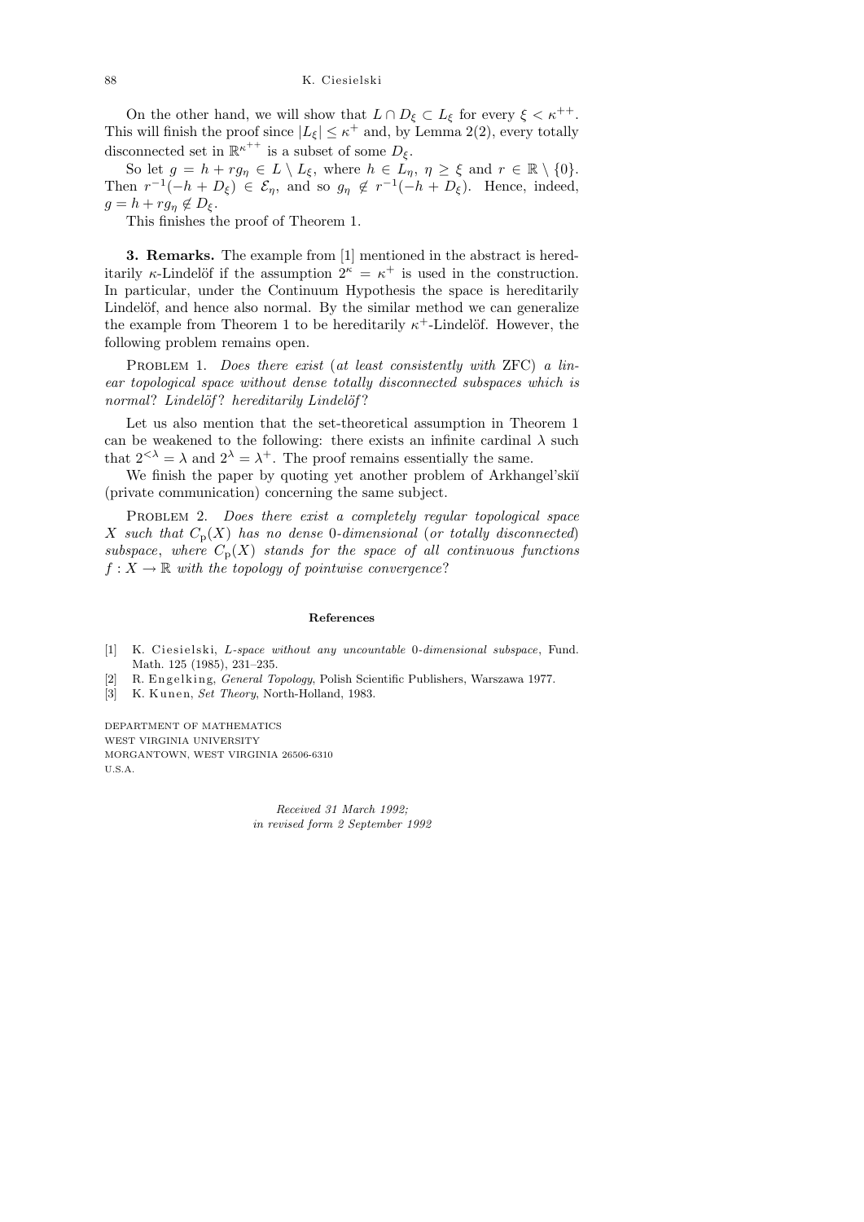On the other hand, we will show that $L \cap D_\xi \subset L_\xi$ for every $\xi < \kappa^{++}$. This will finish the proof since $|L_\xi| \le \kappa^+$ and, by Lemma 2(2), every totally disconnected set in $\mathbb{R}^{\kappa^{++}}$ is a subset of some $D_\xi$.

So let $g = h + rg_\eta \in L \setminus L_\xi$, where $h \in L_\eta$, $\eta \ge \xi$ and $r \in \mathbb{R} \setminus \{0\}$. Then $r^{-1}(-h + D_\xi) \in \mathcal{E}_\eta$, and so $g_\eta \notin r^{-1}(-h + D_\xi)$. Hence, indeed, $g = h + rg_\eta \notin D_\xi$.

This finishes the proof of Theorem 1.

**3. Remarks.** The example from [1] mentioned in the abstract is hereditarily $\kappa$-Lindelöf if the assumption $2^\kappa = \kappa^+$ is used in the construction. In particular, under the Continuum Hypothesis the space is hereditarily Lindelöf, and hence also normal. By the similar method we can generalize the example from Theorem 1 to be hereditarily $\kappa^+$-Lindelöf. However, the following problem remains open.

Problem 1. *Does there exist* (*at least consistently with* ZFC) *a linear topological space without dense totally disconnected subspaces which is normal*? *Lindelöf*? *hereditarily Lindelöf*?

Let us also mention that the set-theoretical assumption in Theorem 1 can be weakened to the following: there exists an infinite cardinal $\lambda$ such that $2^{<\lambda} = \lambda$ and $2^\lambda = \lambda^+$. The proof remains essentially the same.

We finish the paper by quoting yet another problem of Arkhangel'skiĭ (private communication) concerning the same subject.

Problem 2. *Does there exist a completely regular topological space $X$ such that $C_{\rm p}(X)$ has no dense* 0*-dimensional* (*or totally disconnected*) *subspace*, *where $C_{\rm p}(X)$ stands for the space of all continuous functions $f : X \to \mathbb{R}$ with the topology of pointwise convergence*?

## References

[1] K. Ciesielski, *L-space without any uncountable* 0*-dimensional subspace*, Fund. Math. 125 (1985), 231–235.

[2] R. Engelking, *General Topology*, Polish Scientific Publishers, Warszawa 1977.

[3] K. Kunen, *Set Theory*, North-Holland, 1983.

DEPARTMENT OF MATHEMATICS
WEST VIRGINIA UNIVERSITY
MORGANTOWN, WEST VIRGINIA 26506-6310
U.S.A.

*Received 31 March 1992;*
*in revised form 2 September 1992*